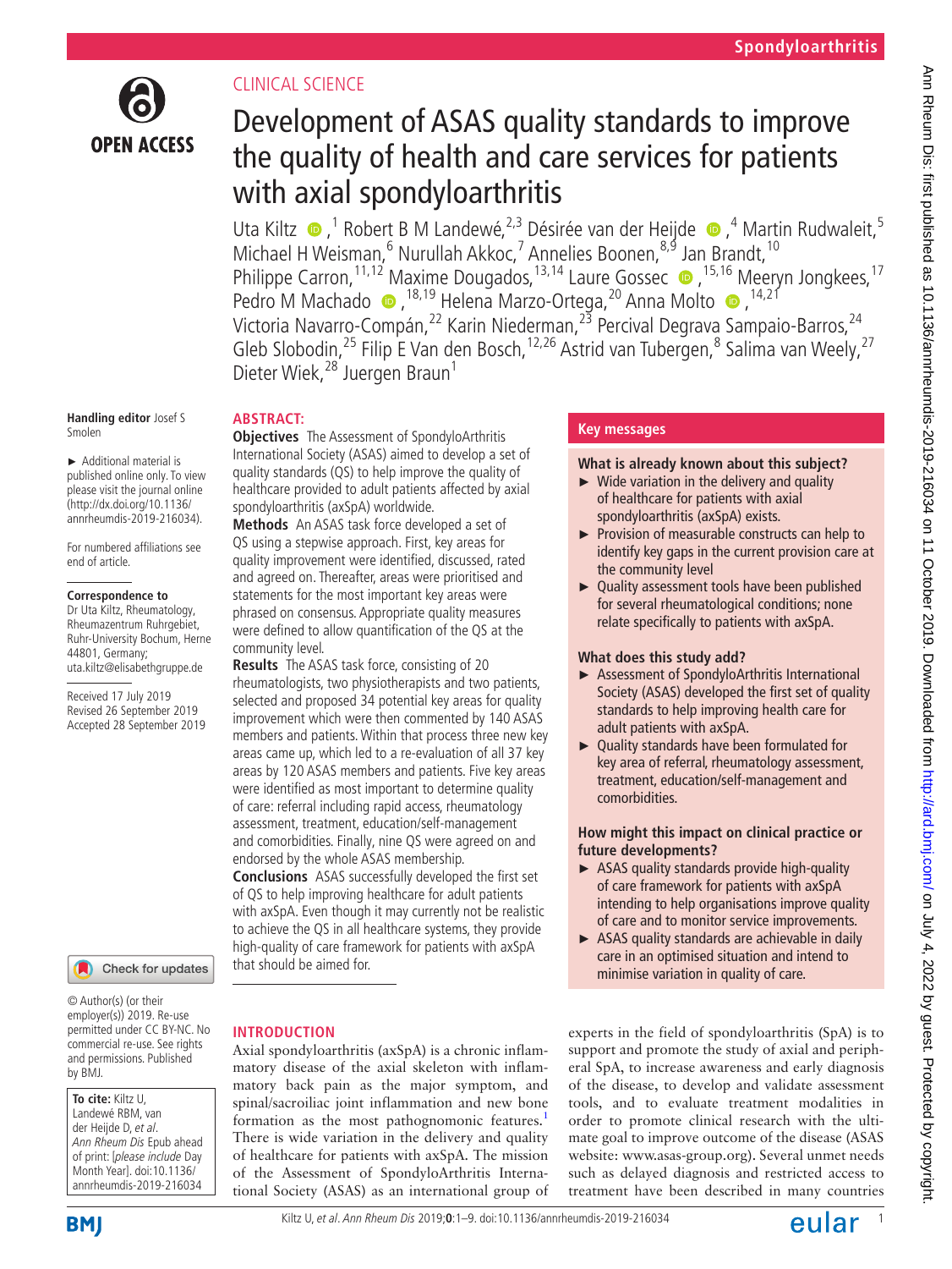CLINICAL SCIENCE

# Development of ASAS quality standards to improve the quality of health and care services for patients with axial spondyloarthritis

Uta Kiltz,[1] Robert B M Landewé,[2,3] Désirée van der Heijde,[4] Martin Rudwaleit,[5] Michael H Weisman,[6] Nurullah Akkoc,[7] Annelies Boonen,[8,9] Jan Brandt,[10] Philippe Carron,[11,12] Maxime Dougados,[13,14] Laure Gossec,[15,16] Meeryn Jongkees,[17] Pedro M Machado,[18,19] Helena Marzo-Ortega,[20] Anna Molto,[14,21] Victoria Navarro-Compán,[22] Karin Niederman,[23] Percival Degrava Sampaio-Barros,[24] Gleb Slobodin,[25] Filip E Van den Bosch,[12,26] Astrid van Tubergen,[8] Salima van Weely,[27] Dieter Wiek,[28] Juergen Braun[1]

**Handling editor** Josef S Smolen

► Additional material is published online only. To view please visit the journal online (http://dx.doi.org/10.1136/annrheumdis-2019-216034).

For numbered affiliations see end of article.

**Correspondence to**
Dr Uta Kiltz, Rheumatology, Rheumazentrum Ruhrgebiet, Ruhr-University Bochum, Herne 44801, Germany; uta.kiltz@elisabethgruppe.de

Received 17 July 2019
Revised 26 September 2019
Accepted 28 September 2019

© Author(s) (or their employer(s)) 2019. Re-use permitted under CC BY-NC. No commercial re-use. See rights and permissions. Published by BMJ.

**To cite:** Kiltz U, Landewé RBM, van der Heijde D, *et al*. *Ann Rheum Dis* Epub ahead of print: [*please include* Day Month Year]. doi:10.1136/annrheumdis-2019-216034

## ABSTRACT:

**Objectives** The Assessment of SpondyloArthritis International Society (ASAS) aimed to develop a set of quality standards (QS) to help improve the quality of healthcare provided to adult patients affected by axial spondyloarthritis (axSpA) worldwide.

**Methods** An ASAS task force developed a set of QS using a stepwise approach. First, key areas for quality improvement were identified, discussed, rated and agreed on. Thereafter, areas were prioritised and statements for the most important key areas were phrased on consensus. Appropriate quality measures were defined to allow quantification of the QS at the community level.

**Results** The ASAS task force, consisting of 20 rheumatologists, two physiotherapists and two patients, selected and proposed 34 potential key areas for quality improvement which were then commented by 140 ASAS members and patients. Within that process three new key areas came up, which led to a re-evaluation of all 37 key areas by 120 ASAS members and patients. Five key areas were identified as most important to determine quality of care: referral including rapid access, rheumatology assessment, treatment, education/self-management and comorbidities. Finally, nine QS were agreed on and endorsed by the whole ASAS membership.

**Conclusions** ASAS successfully developed the first set of QS to help improving healthcare for adult patients with axSpA. Even though it may currently not be realistic to achieve the QS in all healthcare systems, they provide high-quality of care framework for patients with axSpA that should be aimed for.

## Key messages

**What is already known about this subject?**

- Wide variation in the delivery and quality of healthcare for patients with axial spondyloarthritis (axSpA) exists.
- Provision of measurable constructs can help to identify key gaps in the current provision care at the community level
- Quality assessment tools have been published for several rheumatological conditions; none relate specifically to patients with axSpA.

**What does this study add?**

- Assessment of SpondyloArthritis International Society (ASAS) developed the first set of quality standards to help improving health care for adult patients with axSpA.
- Quality standards have been formulated for key area of referral, rheumatology assessment, treatment, education/self-management and comorbidities.

**How might this impact on clinical practice or future developments?**

- ASAS quality standards provide high-quality of care framework for patients with axSpA intending to help organisations improve quality of care and to monitor service improvements.
- ASAS quality standards are achievable in daily care in an optimised situation and intend to minimise variation in quality of care.

## INTRODUCTION

Axial spondyloarthritis (axSpA) is a chronic inflammatory disease of the axial skeleton with inflammatory back pain as the major symptom, and spinal/sacroiliac joint inflammation and new bone formation as the most pathognomonic features.[1] There is wide variation in the delivery and quality of healthcare for patients with axSpA. The mission of the Assessment of SpondyloArthritis International Society (ASAS) as an international group of experts in the field of spondyloarthritis (SpA) is to support and promote the study of axial and peripheral SpA, to increase awareness and early diagnosis of the disease, to develop and validate assessment tools, and to evaluate treatment modalities in order to promote clinical research with the ultimate goal to improve outcome of the disease (ASAS website: www.asas-group.org). Several unmet needs such as delayed diagnosis and restricted access to treatment have been described in many countries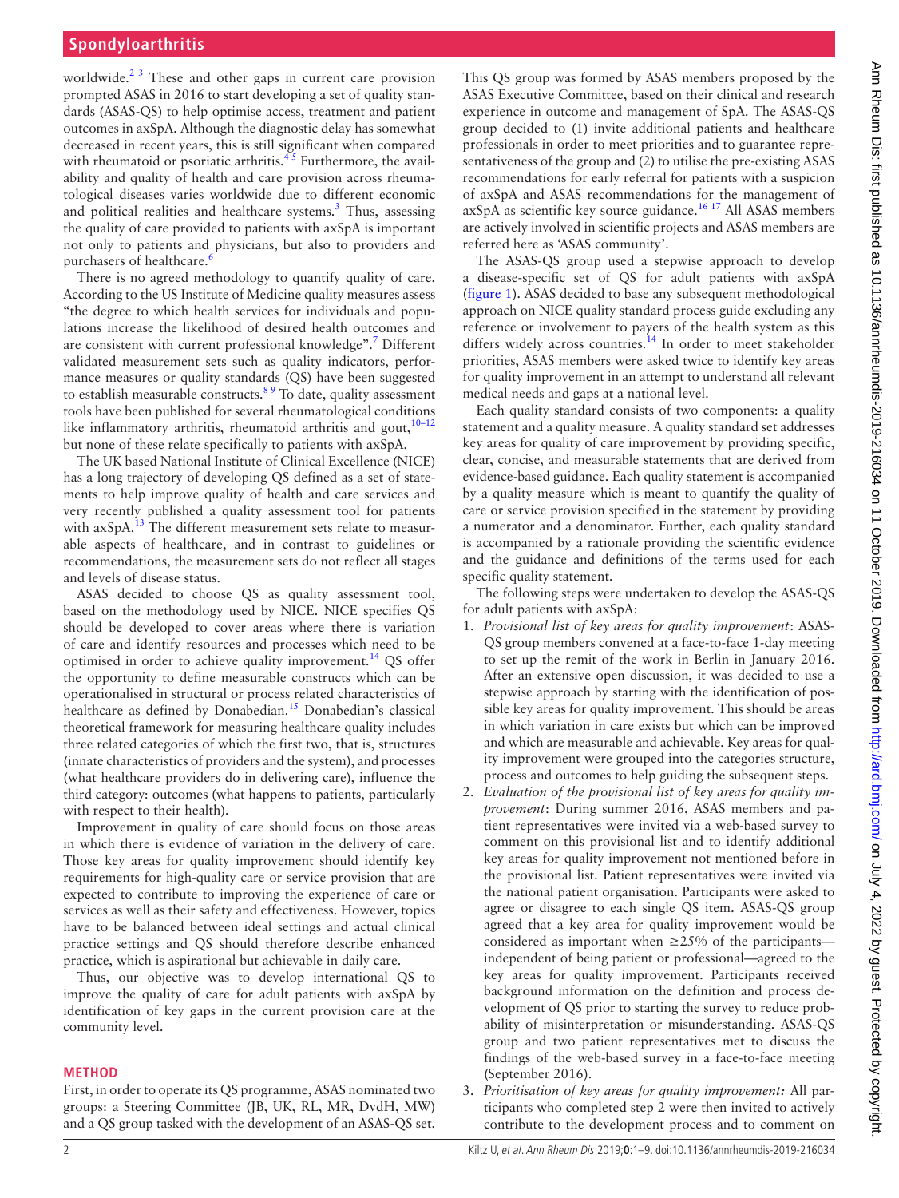worldwide.[2 3] These and other gaps in current care provision prompted ASAS in 2016 to start developing a set of quality standards (ASAS-QS) to help optimise access, treatment and patient outcomes in axSpA. Although the diagnostic delay has somewhat decreased in recent years, this is still significant when compared with rheumatoid or psoriatic arthritis.[4 5] Furthermore, the availability and quality of health and care provision across rheumatological diseases varies worldwide due to different economic and political realities and healthcare systems.[3] Thus, assessing the quality of care provided to patients with axSpA is important not only to patients and physicians, but also to providers and purchasers of healthcare.[6]

There is no agreed methodology to quantify quality of care. According to the US Institute of Medicine quality measures assess "the degree to which health services for individuals and populations increase the likelihood of desired health outcomes and are consistent with current professional knowledge".[7] Different validated measurement sets such as quality indicators, performance measures or quality standards (QS) have been suggested to establish measurable constructs.[8 9] To date, quality assessment tools have been published for several rheumatological conditions like inflammatory arthritis, rheumatoid arthritis and gout,[10–12] but none of these relate specifically to patients with axSpA.

The UK based National Institute of Clinical Excellence (NICE) has a long trajectory of developing QS defined as a set of statements to help improve quality of health and care services and very recently published a quality assessment tool for patients with axSpA.[13] The different measurement sets relate to measurable aspects of healthcare, and in contrast to guidelines or recommendations, the measurement sets do not reflect all stages and levels of disease status.

ASAS decided to choose QS as quality assessment tool, based on the methodology used by NICE. NICE specifies QS should be developed to cover areas where there is variation of care and identify resources and processes which need to be optimised in order to achieve quality improvement.[14] QS offer the opportunity to define measurable constructs which can be operationalised in structural or process related characteristics of healthcare as defined by Donabedian.[15] Donabedian's classical theoretical framework for measuring healthcare quality includes three related categories of which the first two, that is, structures (innate characteristics of providers and the system), and processes (what healthcare providers do in delivering care), influence the third category: outcomes (what happens to patients, particularly with respect to their health).

Improvement in quality of care should focus on those areas in which there is evidence of variation in the delivery of care. Those key areas for quality improvement should identify key requirements for high-quality care or service provision that are expected to contribute to improving the experience of care or services as well as their safety and effectiveness. However, topics have to be balanced between ideal settings and actual clinical practice settings and QS should therefore describe enhanced practice, which is aspirational but achievable in daily care.

Thus, our objective was to develop international QS to improve the quality of care for adult patients with axSpA by identification of key gaps in the current provision care at the community level.

## METHOD

First, in order to operate its QS programme, ASAS nominated two groups: a Steering Committee (JB, UK, RL, MR, DvdH, MW) and a QS group tasked with the development of an ASAS-QS set. This QS group was formed by ASAS members proposed by the ASAS Executive Committee, based on their clinical and research experience in outcome and management of SpA. The ASAS-QS group decided to (1) invite additional patients and healthcare professionals in order to meet priorities and to guarantee representativeness of the group and (2) to utilise the pre-existing ASAS recommendations for early referral for patients with a suspicion of axSpA and ASAS recommendations for the management of axSpA as scientific key source guidance.[16 17] All ASAS members are actively involved in scientific projects and ASAS members are referred here as 'ASAS community'.

The ASAS-QS group used a stepwise approach to develop a disease-specific set of QS for adult patients with axSpA (figure 1). ASAS decided to base any subsequent methodological approach on NICE quality standard process guide excluding any reference or involvement to payers of the health system as this differs widely across countries.[14] In order to meet stakeholder priorities, ASAS members were asked twice to identify key areas for quality improvement in an attempt to understand all relevant medical needs and gaps at a national level.

Each quality standard consists of two components: a quality statement and a quality measure. A quality standard set addresses key areas for quality of care improvement by providing specific, clear, concise, and measurable statements that are derived from evidence-based guidance. Each quality statement is accompanied by a quality measure which is meant to quantify the quality of care or service provision specified in the statement by providing a numerator and a denominator. Further, each quality standard is accompanied by a rationale providing the scientific evidence and the guidance and definitions of the terms used for each specific quality statement.

The following steps were undertaken to develop the ASAS-QS for adult patients with axSpA:

1. *Provisional list of key areas for quality improvement*: ASAS-QS group members convened at a face-to-face 1-day meeting to set up the remit of the work in Berlin in January 2016. After an extensive open discussion, it was decided to use a stepwise approach by starting with the identification of possible key areas for quality improvement. This should be areas in which variation in care exists but which can be improved and which are measurable and achievable. Key areas for quality improvement were grouped into the categories structure, process and outcomes to help guiding the subsequent steps.
2. *Evaluation of the provisional list of key areas for quality improvement*: During summer 2016, ASAS members and patient representatives were invited via a web-based survey to comment on this provisional list and to identify additional key areas for quality improvement not mentioned before in the provisional list. Patient representatives were invited via the national patient organisation. Participants were asked to agree or disagree to each single QS item. ASAS-QS group agreed that a key area for quality improvement would be considered as important when ≥25% of the participants—independent of being patient or professional—agreed to the key areas for quality improvement. Participants received background information on the definition and process development of QS prior to starting the survey to reduce probability of misinterpretation or misunderstanding. ASAS-QS group and two patient representatives met to discuss the findings of the web-based survey in a face-to-face meeting (September 2016).
3. *Prioritisation of key areas for quality improvement:* All participants who completed step 2 were then invited to actively contribute to the development process and to comment on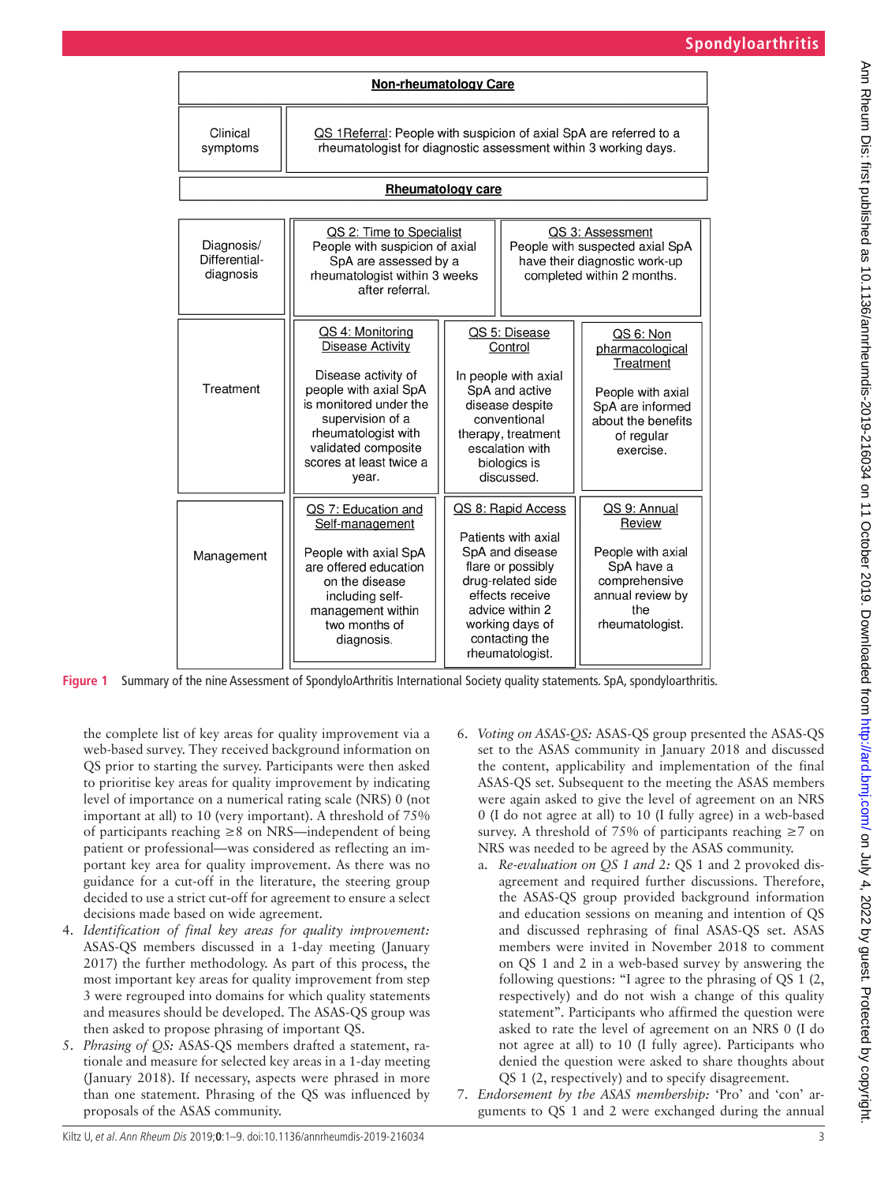**Non-rheumatology Care**

Clinical symptoms

QS 1Referral: People with suspicion of axial SpA are referred to a rheumatologist for diagnostic assessment within 3 working days.

**Rheumatology care**

Diagnosis/ Differential-diagnosis

QS 2: Time to Specialist
People with suspicion of axial SpA are assessed by a rheumatologist within 3 weeks after referral.

QS 3: Assessment
People with suspected axial SpA have their diagnostic work-up completed within 2 months.

Treatment

QS 4: Monitoring Disease Activity
Disease activity of people with axial SpA is monitored under the supervision of a rheumatologist with validated composite scores at least twice a year.

QS 5: Disease Control
In people with axial SpA and active disease despite conventional therapy, treatment escalation with biologics is discussed.

QS 6: Non pharmacological Treatment
People with axial SpA are informed about the benefits of regular exercise.

Management

QS 7: Education and Self-management
People with axial SpA are offered education on the disease including self-management within two months of diagnosis.

QS 8: Rapid Access
Patients with axial SpA and disease flare or possibly drug-related side effects receive advice within 2 working days of contacting the rheumatologist.

QS 9: Annual Review
People with axial SpA have a comprehensive annual review by the rheumatologist.

**Figure 1** Summary of the nine Assessment of SpondyloArthritis International Society quality statements. SpA, spondyloarthritis.

the complete list of key areas for quality improvement via a web-based survey. They received background information on QS prior to starting the survey. Participants were then asked to prioritise key areas for quality improvement by indicating level of importance on a numerical rating scale (NRS) 0 (not important at all) to 10 (very important). A threshold of 75% of participants reaching ≥8 on NRS—independent of being patient or professional—was considered as reflecting an important key area for quality improvement. As there was no guidance for a cut-off in the literature, the steering group decided to use a strict cut-off for agreement to ensure a select decisions made based on wide agreement.

4. *Identification of final key areas for quality improvement:* ASAS-QS members discussed in a 1-day meeting (January 2017) the further methodology. As part of this process, the most important key areas for quality improvement from step 3 were regrouped into domains for which quality statements and measures should be developed. The ASAS-QS group was then asked to propose phrasing of important QS.
5. *Phrasing of QS:* ASAS-QS members drafted a statement, rationale and measure for selected key areas in a 1-day meeting (January 2018). If necessary, aspects were phrased in more than one statement. Phrasing of the QS was influenced by proposals of the ASAS community.
6. *Voting on ASAS-QS:* ASAS-QS group presented the ASAS-QS set to the ASAS community in January 2018 and discussed the content, applicability and implementation of the final ASAS-QS set. Subsequent to the meeting the ASAS members were again asked to give the level of agreement on an NRS 0 (I do not agree at all) to 10 (I fully agree) in a web-based survey. A threshold of 75% of participants reaching ≥7 on NRS was needed to be agreed by the ASAS community.
   a. *Re-evaluation on QS 1 and 2:* QS 1 and 2 provoked disagreement and required further discussions. Therefore, the ASAS-QS group provided background information and education sessions on meaning and intention of QS and discussed rephrasing of final ASAS-QS set. ASAS members were invited in November 2018 to comment on QS 1 and 2 in a web-based survey by answering the following questions: "I agree to the phrasing of QS 1 (2, respectively) and do not wish a change of this quality statement". Participants who affirmed the question were asked to rate the level of agreement on an NRS 0 (I do not agree at all) to 10 (I fully agree). Participants who denied the question were asked to share thoughts about QS 1 (2, respectively) and to specify disagreement.
7. *Endorsement by the ASAS membership:* 'Pro' and 'con' arguments to QS 1 and 2 were exchanged during the annual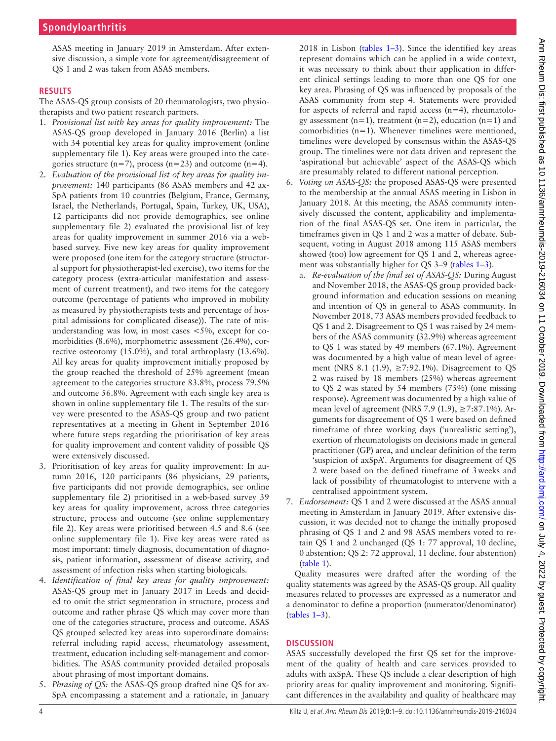ASAS meeting in January 2019 in Amsterdam. After extensive discussion, a simple vote for agreement/disagreement of QS 1 and 2 was taken from ASAS members.

## RESULTS

The ASAS-QS group consists of 20 rheumatologists, two physiotherapists and two patient research partners.

1. *Provisional list with key areas for quality improvement:* The ASAS-QS group developed in January 2016 (Berlin) a list with 34 potential key areas for quality improvement (online supplementary file 1). Key areas were grouped into the categories structure (n=7), process (n=23) and outcome (n=4).
2. *Evaluation of the provisional list of key areas for quality improvement:* 140 participants (86 ASAS members and 42 axSpA patients from 10 countries (Belgium, France, Germany, Israel, the Netherlands, Portugal, Spain, Turkey, UK, USA), 12 participants did not provide demographics, see online supplementary file 2) evaluated the provisional list of key areas for quality improvement in summer 2016 via a web-based survey. Five new key areas for quality improvement were proposed (one item for the category structure (structural support for physiotherapist-led exercise), two items for the category process (extra-articular manifestation and assessment of current treatment), and two items for the category outcome (percentage of patients who improved in mobility as measured by physiotherapists tests and percentage of hospital admissions for complicated disease)). The rate of misunderstanding was low, in most cases <5%, except for comorbidities (8.6%), morphometric assessment (26.4%), corrective osteotomy (15.0%), and total arthroplasty (13.6%). All key areas for quality improvement initially proposed by the group reached the threshold of 25% agreement (mean agreement to the categories structure 83.8%, process 79.5% and outcome 56.8%. Agreement with each single key area is shown in online supplementary file 1. The results of the survey were presented to the ASAS-QS group and two patient representatives at a meeting in Ghent in September 2016 where future steps regarding the prioritisation of key areas for quality improvement and content validity of possible QS were extensively discussed.
3. Prioritisation of key areas for quality improvement: In autumn 2016, 120 participants (86 physicians, 29 patients, five participants did not provide demographics, see online supplementary file 2) prioritised in a web-based survey 39 key areas for quality improvement, across three categories structure, process and outcome (see online supplementary file 2). Key areas were prioritised between 4.5 and 8.6 (see online supplementary file 1). Five key areas were rated as most important: timely diagnosis, documentation of diagnosis, patient information, assessment of disease activity, and assessment of infection risks when starting biologicals.
4. *Identification of final key areas for quality improvement:* ASAS-QS group met in January 2017 in Leeds and decided to omit the strict segmentation in structure, process and outcome and rather phrase QS which may cover more than one of the categories structure, process and outcome. ASAS QS grouped selected key areas into superordinate domains: referral including rapid access, rheumatology assessment, treatment, education including self-management and comorbidities. The ASAS community provided detailed proposals about phrasing of most important domains.
5. *Phrasing of QS:* the ASAS-QS group drafted nine QS for axSpA encompassing a statement and a rationale, in January 2018 in Lisbon (tables 1–3). Since the identified key areas represent domains which can be applied in a wide context, it was necessary to think about their application in different clinical settings leading to more than one QS for one key area. Phrasing of QS was influenced by proposals of the ASAS community from step 4. Statements were provided for aspects of referral and rapid access (n=4), rheumatology assessment (n=1), treatment (n=2), education (n=1) and comorbidities (n=1). Whenever timelines were mentioned, timelines were developed by consensus within the ASAS-QS group. The timelines were not data driven and represent the 'aspirational but achievable' aspect of the ASAS-QS which are presumably related to different national perception.
6. *Voting on ASAS-QS:* the proposed ASAS-QS were presented to the membership at the annual ASAS meeting in Lisbon in January 2018. At this meeting, the ASAS community intensively discussed the content, applicability and implementation of the final ASAS-QS set. One item in particular, the timeframes given in QS 1 and 2 was a matter of debate. Subsequent, voting in August 2018 among 115 ASAS members showed (too) low agreement for QS 1 and 2, whereas agreement was substantially higher for QS 3–9 (tables 1–3).
   a. *Re-evaluation of the final set of ASAS-QS:* During August and November 2018, the ASAS-QS group provided background information and education sessions on meaning and intention of QS in general to ASAS community. In November 2018, 73 ASAS members provided feedback to QS 1 and 2. Disagreement to QS 1 was raised by 24 members of the ASAS community (32.9%) whereas agreement to QS 1 was stated by 49 members (67.1%). Agreement was documented by a high value of mean level of agreement (NRS 8.1 (1.9), ≥7:92.1%). Disagreement to QS 2 was raised by 18 members (25%) whereas agreement to QS 2 was stated by 54 members (75%) (one missing response). Agreement was documented by a high value of mean level of agreement (NRS 7.9 (1.9), ≥7:87.1%). Arguments for disagreement of QS 1 were based on defined timeframe of three working days ('unrealistic setting'), exertion of rheumatologists on decisions made in general practitioner (GP) area, and unclear definition of the term 'suspicion of axSpA'. Arguments for disagreement of QS 2 were based on the defined timeframe of 3 weeks and lack of possibility of rheumatologist to intervene with a centralised appointment system.
7. *Endorsement:* QS 1 and 2 were discussed at the ASAS annual meeting in Amsterdam in January 2019. After extensive discussion, it was decided not to change the initially proposed phrasing of QS 1 and 2 and 98 ASAS members voted to retain QS 1 and 2 unchanged (QS 1: 77 approval, 10 decline, 0 abstention; QS 2: 72 approval, 11 decline, four abstention) (table 1).

Quality measures were drafted after the wording of the quality statements was agreed by the ASAS-QS group. All quality measures related to processes are expressed as a numerator and a denominator to define a proportion (numerator/denominator) (tables 1–3).

## DISCUSSION

ASAS successfully developed the first QS set for the improvement of the quality of health and care services provided to adults with axSpA. These QS include a clear description of high priority areas for quality improvement and monitoring. Significant differences in the availability and quality of healthcare may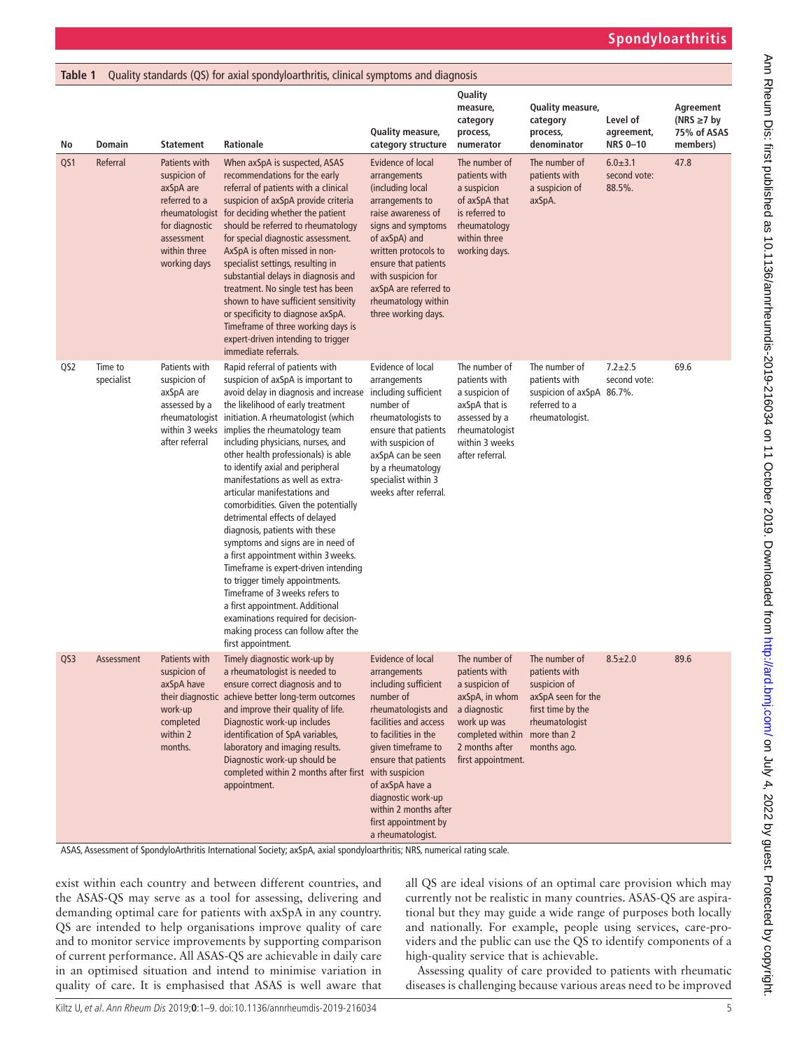**Table 1** Quality standards (QS) for axial spondyloarthritis, clinical symptoms and diagnosis

| No | Domain | Statement | Rationale | Quality measure, category structure | Quality measure, category process, numerator | Quality measure, category process, denominator | Level of agreement, NRS 0–10 | Agreement (NRS ≥7 by 75% of ASAS members) |
|---|---|---|---|---|---|---|---|---|
| QS1 | Referral | Patients with suspicion of axSpA are referred to a rheumatologist for diagnostic assessment within three working days | When axSpA is suspected, ASAS recommendations for the early referral of patients with a clinical suspicion of axSpA provide criteria for deciding whether the patient should be referred to rheumatology for special diagnostic assessment. AxSpA is often missed in non-specialist settings, resulting in substantial delays in diagnosis and treatment. No single test has been shown to have sufficient sensitivity or specificity to diagnose axSpA. Timeframe of three working days is expert-driven intending to trigger immediate referrals. | Evidence of local arrangements (including local arrangements to raise awareness of signs and symptoms of axSpA) and written protocols to ensure that patients with suspicion for axSpA are referred to rheumatology within three working days. | The number of patients with a suspicion of axSpA that is referred to rheumatology within three working days. | The number of patients with a suspicion of axSpA. | 6.0±3.1 second vote: 88.5%. | 47.8 |
| QS2 | Time to specialist | Patients with suspicion of axSpA are assessed by a rheumatologist within 3 weeks after referral | Rapid referral of patients with suspicion of axSpA is important to avoid delay in diagnosis and increase the likelihood of early treatment initiation. A rheumatologist (which implies the rheumatology team including physicians, nurses, and other health professionals) is able to identify axial and peripheral manifestations as well as extra-articular manifestations and comorbidities. Given the potentially detrimental effects of delayed diagnosis, patients with these symptoms and signs are in need of a first appointment within 3 weeks. Timeframe is expert-driven intending to trigger timely appointments. Timeframe of 3 weeks refers to a first appointment. Additional examinations required for decision-making process can follow after the first appointment. | Evidence of local arrangements including sufficient number of rheumatologists to ensure that patients with suspicion of axSpA can be seen by a rheumatology specialist within 3 weeks after referral. | The number of patients with a suspicion of axSpA that is assessed by a rheumatologist within 3 weeks after referral. | The number of patients with suspicion of axSpA referred to a rheumatologist. | 7.2±2.5 second vote: 86.7%. | 69.6 |
| QS3 | Assessment | Patients with suspicion of axSpA have their diagnostic work-up completed within 2 months. | Timely diagnostic work-up by a rheumatologist is needed to ensure correct diagnosis and to achieve better long-term outcomes and improve their quality of life. Diagnostic work-up includes identification of SpA variables, laboratory and imaging results. Diagnostic work-up should be completed within 2 months after first appointment. | Evidence of local arrangements including sufficient number of rheumatologists and facilities and access to facilities in the given timeframe to ensure that patients with suspicion of axSpA have a diagnostic work-up within 2 months after first appointment by a rheumatologist. | The number of patients with a suspicion of axSpA, in whom a diagnostic work up was completed within 2 months after first appointment. | The number of patients with suspicion of axSpA seen for the first time by the rheumatologist more than 2 months ago. | 8.5±2.0 | 89.6 |

ASAS, Assessment of SpondyloArthritis International Society; axSpA, axial spondyloarthritis; NRS, numerical rating scale.

exist within each country and between different countries, and the ASAS-QS may serve as a tool for assessing, delivering and demanding optimal care for patients with axSpA in any country. QS are intended to help organisations improve quality of care and to monitor service improvements by supporting comparison of current performance. All ASAS-QS are achievable in daily care in an optimised situation and intend to minimise variation in quality of care. It is emphasised that ASAS is well aware that all QS are ideal visions of an optimal care provision which may currently not be realistic in many countries. ASAS-QS are aspirational but they may guide a wide range of purposes both locally and nationally. For example, people using services, care-providers and the public can use the QS to identify components of a high-quality service that is achievable.

Assessing quality of care provided to patients with rheumatic diseases is challenging because various areas need to be improved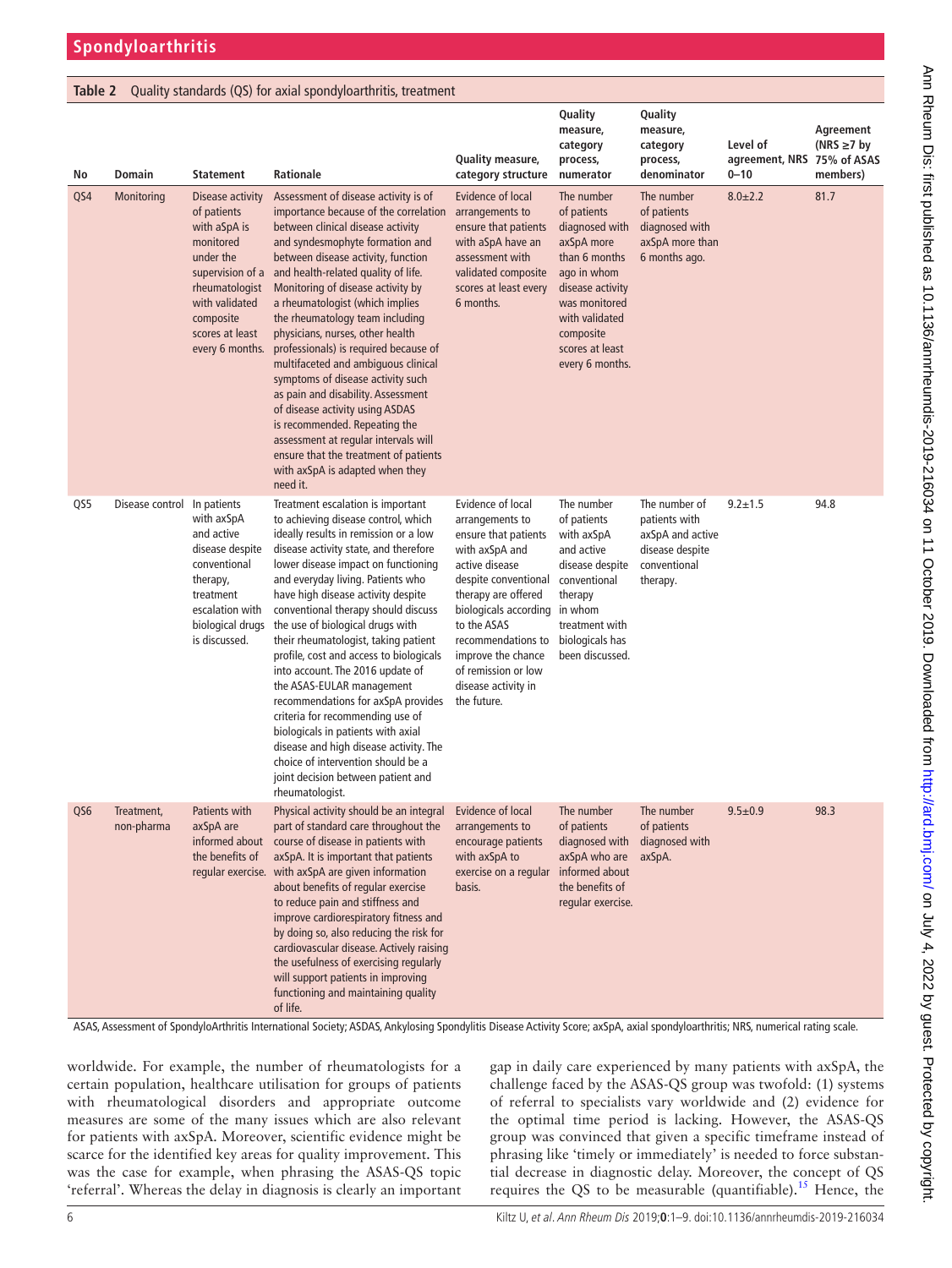**Table 2** Quality standards (QS) for axial spondyloarthritis, treatment

| No | Domain | Statement | Rationale | Quality measure, category structure | Quality measure, category process, numerator | Quality measure, category process, denominator | Level of agreement, NRS 0–10 | Agreement (NRS ≥7 by 75% of ASAS members) |
|---|---|---|---|---|---|---|---|---|
| QS4 | Monitoring | Disease activity of patients with aSpA is monitored under the supervision of a rheumatologist with validated composite scores at least every 6 months. | Assessment of disease activity is of importance because of the correlation between clinical disease activity and syndesmophyte formation and between disease activity, function and health-related quality of life. Monitoring of disease activity by a rheumatologist (which implies the rheumatology team including physicians, nurses, other health professionals) is required because of multifaceted and ambiguous clinical symptoms of disease activity such as pain and disability. Assessment of disease activity using ASDAS is recommended. Repeating the assessment at regular intervals will ensure that the treatment of patients with axSpA is adapted when they need it. | Evidence of local arrangements to ensure that patients with aSpA have an assessment with validated composite scores at least every 6 months. | The number of patients diagnosed with axSpA more than 6 months ago in whom disease activity was monitored with validated composite scores at least every 6 months. | The number of patients diagnosed with axSpA more than 6 months ago. | 8.0±2.2 | 81.7 |
| QS5 | Disease control | In patients with axSpA and active disease despite conventional therapy, treatment escalation with biological drugs is discussed. | Treatment escalation is important to achieving disease control, which ideally results in remission or a low disease activity state, and therefore lower disease impact on functioning and everyday living. Patients who have high disease activity despite conventional therapy should discuss the use of biological drugs with their rheumatologist, taking patient profile, cost and access to biologicals into account. The 2016 update of the ASAS-EULAR management recommendations for axSpA provides criteria for recommending use of biologicals in patients with axial disease and high disease activity. The choice of intervention should be a joint decision between patient and rheumatologist. | Evidence of local arrangements to ensure that patients with axSpA and active disease despite conventional therapy are offered biologicals according to the ASAS recommendations to improve the chance of remission or low disease activity in the future. | The number of patients with axSpA and active disease despite conventional therapy in whom treatment with biologicals has been discussed. | The number of patients with axSpA and active disease despite conventional therapy. | 9.2±1.5 | 94.8 |
| QS6 | Treatment, non-pharma | Patients with axSpA are informed about the benefits of regular exercise. | Physical activity should be an integral part of standard care throughout the course of disease in patients with axSpA. It is important that patients with axSpA are given information about benefits of regular exercise to reduce pain and stiffness and improve cardiorespiratory fitness and by doing so, also reducing the risk for cardiovascular disease. Actively raising the usefulness of exercising regularly will support patients in improving functioning and maintaining quality of life. | Evidence of local arrangements to encourage patients with axSpA to exercise on a regular basis. | The number of patients diagnosed with axSpA who are informed about the benefits of regular exercise. | The number of patients diagnosed with axSpA. | 9.5±0.9 | 98.3 |

ASAS, Assessment of SpondyloArthritis International Society; ASDAS, Ankylosing Spondylitis Disease Activity Score; axSpA, axial spondyloarthritis; NRS, numerical rating scale.

worldwide. For example, the number of rheumatologists for a certain population, healthcare utilisation for groups of patients with rheumatological disorders and appropriate outcome measures are some of the many issues which are also relevant for patients with axSpA. Moreover, scientific evidence might be scarce for the identified key areas for quality improvement. This was the case for example, when phrasing the ASAS-QS topic 'referral'. Whereas the delay in diagnosis is clearly an important gap in daily care experienced by many patients with axSpA, the challenge faced by the ASAS-QS group was twofold: (1) systems of referral to specialists vary worldwide and (2) evidence for the optimal time period is lacking. However, the ASAS-QS group was convinced that given a specific timeframe instead of phrasing like 'timely or immediately' is needed to force substantial decrease in diagnostic delay. Moreover, the concept of QS requires the QS to be measurable (quantifiable).[15] Hence, the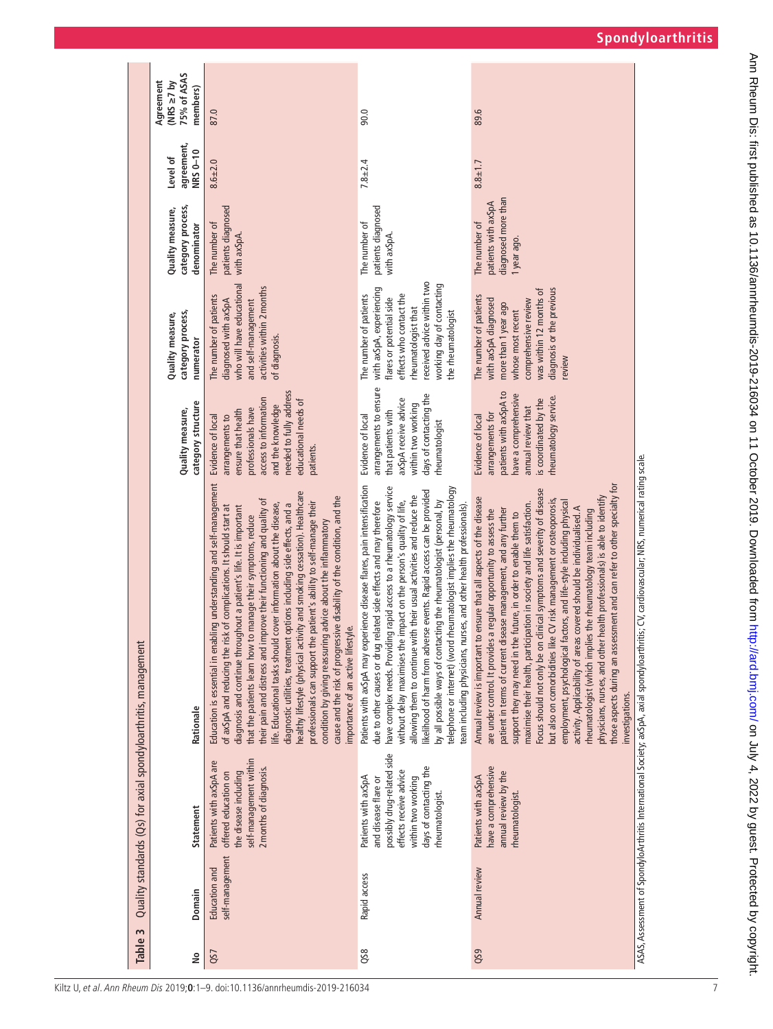**Table 3** Quality standards (Qs) for axial spondyloarthritis, management

| No | Domain | Statement | Rationale | Quality measure, category structure | Quality measure, category process, numerator | Quality measure, category process, denominator | Level of agreement, NRS 0–10 | Agreement (NRS ≥7 by 75% of ASAS members) |
|---|---|---|---|---|---|---|---|---|
| QS7 | Education and self-management | Patients with axSpA are offered education on the disease including self-management within 2 months of diagnosis. | Education is essential in enabling understanding and self-management of axSpA and reducing the risk of complications. It should start at diagnosis and continue throughout a patient's life. It is important that the patients learn how to manage their symptoms, reduce their pain and distress and improve their functioning and quality of life. Educational tasks should cover information about the disease, diagnostic utilities, treatment options including side effects, and a healthy lifestyle (physical activity and smoking cessation). Healthcare professionals can support the patient's ability to self-manage their condition by giving reassuring advice about the inflammatory cause and the risk of progressive disability of the condition, and the importance of an active lifestyle. | Evidence of local arrangements to ensure that health professionals have access to information and the knowledge needed to fully address educational needs of patients. | The number of patients diagnosed with axSpA who will have educational and self-management activities within 2 months of diagnosis. | The number of patients diagnosed with axSpA. | 8.6±2.0 | 87.0 |
| QS8 | Rapid access | Patients with axSpA and disease flare or possibly drug-related side effects receive advice within two working days of contacting the rheumatologist. | Patients with axSpA may experience disease flares, pain intensification due to other causes or drug related side effects and may therefore have complex needs. Providing rapid access to a rheumatology service without delay maximises the impact on the person's quality of life, allowing them to continue with their usual activities and reduce the likelihood of harm from adverse events. Rapid access can be provided by all possible ways of contacting the rheumatologist (personal, by telephone or internet) (word rheumatologist implies the rheumatology team including physicians, nurses, and other health professionals). | Evidence of local arrangements to ensure that patients with axSpA receive advice within two working days of contacting the rheumatologist | The number of patients with axSpA, experiencing flares or potential side effects who contact the rheumatologist that received advice within two working day of contacting the rheumatologist | The number of patients diagnosed with axSpA. | 7.8±2.4 | 90.0 |
| QS9 | Annual review | Patients with axSpA have a comprehensive annual review by the rheumatologist. | Annual review is important to ensure that all aspects of the disease are under control. It provides a regular opportunity to assess the patient in terms of current disease management, and any further support they may need in the future, in order to enable them to maximise their health, participation in society and life satisfaction. Focus should not only be on clinical symptoms and severity of disease but also on comorbidities like CV risk management or osteoporosis, employment, psychological factors, and life-style including physical activity. Applicability of areas covered should be individualised. A rheumatologist (which implies the rheumatology team including physicians, nurses, and other health professionals) is able to identify those aspects during an assessment and can refer to other specialty for investigations. | Evidence of local arrangements for patients with axSpA to have a comprehensive annual review that is coordinated by the rheumatology service. | The number of patients with axSpA diagnosed more than 1 year ago whose most recent comprehensive review was within 12 months of diagnosis or the previous review | The number of patients with axSpA diagnosed more than 1 year ago. | 8.8±1.7 | 89.6 |

ASAS, Assessment of SpondyloArthritis International Society; axSpA, axial spondyloarthritis; CV, cardiovascular; NRS, numerical rating scale.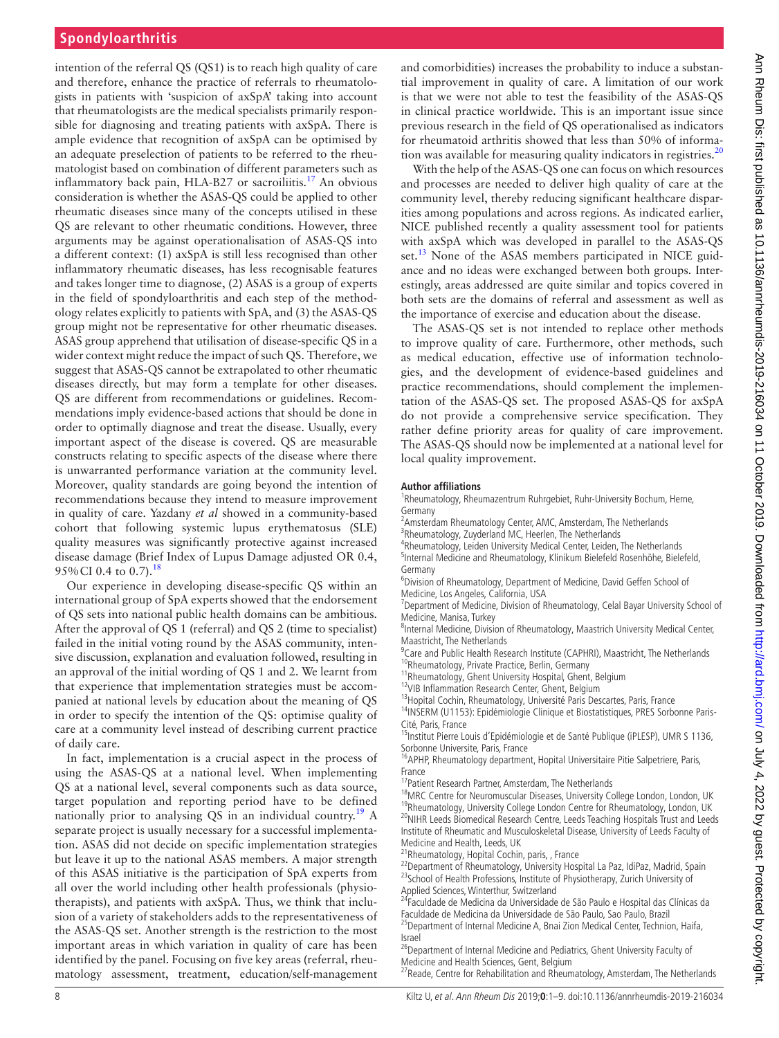intention of the referral QS (QS1) is to reach high quality of care and therefore, enhance the practice of referrals to rheumatologists in patients with 'suspicion of axSpA' taking into account that rheumatologists are the medical specialists primarily responsible for diagnosing and treating patients with axSpA. There is ample evidence that recognition of axSpA can be optimised by an adequate preselection of patients to be referred to the rheumatologist based on combination of different parameters such as inflammatory back pain, HLA-B27 or sacroiliitis.[17] An obvious consideration is whether the ASAS-QS could be applied to other rheumatic diseases since many of the concepts utilised in these QS are relevant to other rheumatic conditions. However, three arguments may be against operationalisation of ASAS-QS into a different context: (1) axSpA is still less recognised than other inflammatory rheumatic diseases, has less recognisable features and takes longer time to diagnose, (2) ASAS is a group of experts in the field of spondyloarthritis and each step of the methodology relates explicitly to patients with SpA, and (3) the ASAS-QS group might not be representative for other rheumatic diseases. ASAS group apprehend that utilisation of disease-specific QS in a wider context might reduce the impact of such QS. Therefore, we suggest that ASAS-QS cannot be extrapolated to other rheumatic diseases directly, but may form a template for other diseases. QS are different from recommendations or guidelines. Recommendations imply evidence-based actions that should be done in order to optimally diagnose and treat the disease. Usually, every important aspect of the disease is covered. QS are measurable constructs relating to specific aspects of the disease where there is unwarranted performance variation at the community level. Moreover, quality standards are going beyond the intention of recommendations because they intend to measure improvement in quality of care. Yazdany *et al* showed in a community-based cohort that following systemic lupus erythematosus (SLE) quality measures was significantly protective against increased disease damage (Brief Index of Lupus Damage adjusted OR 0.4, 95% CI 0.4 to 0.7).[18]

Our experience in developing disease-specific QS within an international group of SpA experts showed that the endorsement of QS sets into national public health domains can be ambitious. After the approval of QS 1 (referral) and QS 2 (time to specialist) failed in the initial voting round by the ASAS community, intensive discussion, explanation and evaluation followed, resulting in an approval of the initial wording of QS 1 and 2. We learnt from that experience that implementation strategies must be accompanied at national levels by education about the meaning of QS in order to specify the intention of the QS: optimise quality of care at a community level instead of describing current practice of daily care.

In fact, implementation is a crucial aspect in the process of using the ASAS-QS at a national level. When implementing QS at a national level, several components such as data source, target population and reporting period have to be defined nationally prior to analysing QS in an individual country.[19] A separate project is usually necessary for a successful implementation. ASAS did not decide on specific implementation strategies but leave it up to the national ASAS members. A major strength of this ASAS initiative is the participation of SpA experts from all over the world including other health professionals (physiotherapists), and patients with axSpA. Thus, we think that inclusion of a variety of stakeholders adds to the representativeness of the ASAS-QS set. Another strength is the restriction to the most important areas in which variation in quality of care has been identified by the panel. Focusing on five key areas (referral, rheumatology assessment, treatment, education/self-management and comorbidities) increases the probability to induce a substantial improvement in quality of care. A limitation of our work is that we were not able to test the feasibility of the ASAS-QS in clinical practice worldwide. This is an important issue since previous research in the field of QS operationalised as indicators for rheumatoid arthritis showed that less than 50% of information was available for measuring quality indicators in registries.[20]

With the help of the ASAS-QS one can focus on which resources and processes are needed to deliver high quality of care at the community level, thereby reducing significant healthcare disparities among populations and across regions. As indicated earlier, NICE published recently a quality assessment tool for patients with axSpA which was developed in parallel to the ASAS-QS set.[13] None of the ASAS members participated in NICE guidance and no ideas were exchanged between both groups. Interestingly, areas addressed are quite similar and topics covered in both sets are the domains of referral and assessment as well as the importance of exercise and education about the disease.

The ASAS-QS set is not intended to replace other methods to improve quality of care. Furthermore, other methods, such as medical education, effective use of information technologies, and the development of evidence-based guidelines and practice recommendations, should complement the implementation of the ASAS-QS set. The proposed ASAS-QS for axSpA do not provide a comprehensive service specification. They rather define priority areas for quality of care improvement. The ASAS-QS should now be implemented at a national level for local quality improvement.

**Author affiliations**

[1]Rheumatology, Rheumazentrum Ruhrgebiet, Ruhr-University Bochum, Herne, Germany
[2]Amsterdam Rheumatology Center, AMC, Amsterdam, The Netherlands
[3]Rheumatology, Zuyderland MC, Heerlen, The Netherlands
[4]Rheumatology, Leiden University Medical Center, Leiden, The Netherlands
[5]Internal Medicine and Rheumatology, Klinikum Bielefeld Rosenhöhe, Bielefeld, Germany
[6]Division of Rheumatology, Department of Medicine, David Geffen School of Medicine, Los Angeles, California, USA
[7]Department of Medicine, Division of Rheumatology, Celal Bayar University School of Medicine, Manisa, Turkey
[8]Internal Medicine, Division of Rheumatology, Maastrich University Medical Center, Maastricht, The Netherlands
[9]Care and Public Health Research Institute (CAPHRI), Maastricht, The Netherlands
[10]Rheumatology, Private Practice, Berlin, Germany
[11]Rheumatology, Ghent University Hospital, Ghent, Belgium
[12]VIB Inflammation Research Center, Ghent, Belgium
[13]Hopital Cochin, Rheumatology, Université Paris Descartes, Paris, France
[14]INSERM (U1153): Epidémiologie Clinique et Biostatistiques, PRES Sorbonne Paris-Cité, Paris, France
[15]Institut Pierre Louis d'Epidémiologie et de Santé Publique (iPLESP), UMR S 1136, Sorbonne Universite, Paris, France
[16]APHP, Rheumatology department, Hopital Universitaire Pitie Salpetriere, Paris, France
[17]Patient Research Partner, Amsterdam, The Netherlands
[18]MRC Centre for Neuromuscular Diseases, University College London, London, UK
[19]Rheumatology, University College London Centre for Rheumatology, London, UK
[20]NIHR Leeds Biomedical Research Centre, Leeds Teaching Hospitals Trust and Leeds Institute of Rheumatic and Musculoskeletal Disease, University of Leeds Faculty of Medicine and Health, Leeds, UK
[21]Rheumatology, Hopital Cochin, paris, , France
[22]Department of Rheumatology, University Hospital La Paz, IdiPaz, Madrid, Spain
[23]School of Health Professions, Institute of Physiotherapy, Zurich University of Applied Sciences, Winterthur, Switzerland
[24]Faculdade de Medicina da Universidade de São Paulo e Hospital das Clínicas da Faculdade de Medicina da Universidade de São Paulo, Sao Paulo, Brazil
[25]Department of Internal Medicine A, Bnai Zion Medical Center, Technion, Haifa, Israel
[26]Department of Internal Medicine and Pediatrics, Ghent University Faculty of Medicine and Health Sciences, Gent, Belgium
[27]Reade, Centre for Rehabilitation and Rheumatology, Amsterdam, The Netherlands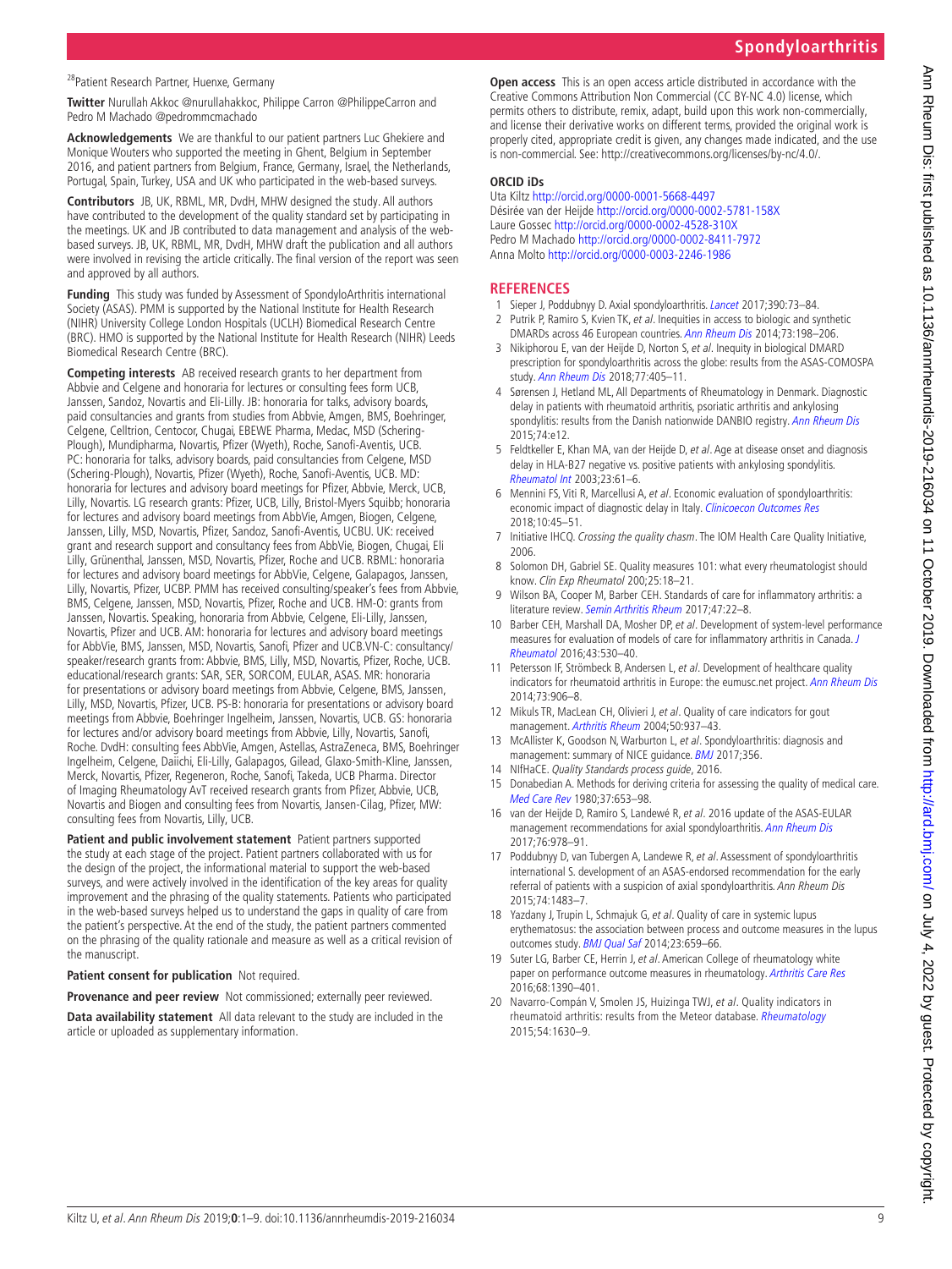[28]Patient Research Partner, Huenxe, Germany

**Twitter** Nurullah Akkoc @nurullahakkoc, Philippe Carron @PhilippeCarron and Pedro M Machado @pedrommcmachado

**Acknowledgements** We are thankful to our patient partners Luc Ghekiere and Monique Wouters who supported the meeting in Ghent, Belgium in September 2016, and patient partners from Belgium, France, Germany, Israel, the Netherlands, Portugal, Spain, Turkey, USA and UK who participated in the web-based surveys.

**Contributors** JB, UK, RBML, MR, DvdH, MHW designed the study. All authors have contributed to the development of the quality standard set by participating in the meetings. UK and JB contributed to data management and analysis of the web-based surveys. JB, UK, RBML, MR, DvdH, MHW draft the publication and all authors were involved in revising the article critically. The final version of the report was seen and approved by all authors.

**Funding** This study was funded by Assessment of SpondyloArthritis international Society (ASAS). PMM is supported by the National Institute for Health Research (NIHR) University College London Hospitals (UCLH) Biomedical Research Centre (BRC). HMO is supported by the National Institute for Health Research (NIHR) Leeds Biomedical Research Centre (BRC).

**Competing interests** AB received research grants to her department from Abbvie and Celgene and honoraria for lectures or consulting fees form UCB, Janssen, Sandoz, Novartis and Eli-Lilly. JB: honoraria for talks, advisory boards, paid consultancies and grants from studies from Abbvie, Amgen, BMS, Boehringer, Celgene, Celltrion, Centocor, Chugai, EBEWE Pharma, Medac, MSD (Schering-Plough), Mundipharma, Novartis, Pfizer (Wyeth), Roche, Sanofi-Aventis, UCB. PC: honoraria for talks, advisory boards, paid consultancies from Celgene, MSD (Schering-Plough), Novartis, Pfizer (Wyeth), Roche, Sanofi-Aventis, UCB. MD: honoraria for lectures and advisory board meetings for Pfizer, Abbvie, Merck, UCB, Lilly, Novartis. LG research grants: Pfizer, UCB, Lilly, Bristol-Myers Squibb; honoraria for lectures and advisory board meetings from AbbVie, Amgen, Biogen, Celgene, Janssen, Lilly, MSD, Novartis, Pfizer, Sandoz, Sanofi-Aventis, UCBU. UK: received grant and research support and consultancy fees from AbbVie, Biogen, Chugai, Eli Lilly, Grünenthal, Janssen, MSD, Novartis, Pfizer, Roche and UCB. RBML: honoraria for lectures and advisory board meetings for AbbVie, Celgene, Galapagos, Janssen, Lilly, Novartis, Pfizer, UCBP. PMM has received consulting/speaker's fees from Abbvie, BMS, Celgene, Janssen, MSD, Novartis, Pfizer, Roche and UCB. HM-O: grants from Janssen, Novartis. Speaking, honoraria from Abbvie, Celgene, Eli-Lilly, Janssen, Novartis, Pfizer and UCB. AM: honoraria for lectures and advisory board meetings for AbbVie, BMS, Janssen, MSD, Novartis, Sanofi, Pfizer and UCB.VN-C: consultancy/speaker/research grants from: Abbvie, BMS, Lilly, MSD, Novartis, Pfizer, Roche, UCB. educational/research grants: SAR, SER, SORCOM, EULAR, ASAS. MR: honoraria for presentations or advisory board meetings from Abbvie, Celgene, BMS, Janssen, Lilly, MSD, Novartis, Pfizer, UCB. PS-B: honoraria for presentations or advisory board meetings from Abbvie, Boehringer Ingelheim, Janssen, Novartis, UCB. GS: honoraria for lectures and/or advisory board meetings from Abbvie, Lilly, Novartis, Sanofi, Roche. DvdH: consulting fees AbbVie, Amgen, Astellas, AstraZeneca, BMS, Boehringer Ingelheim, Celgene, Daiichi, Eli-Lilly, Galapagos, Gilead, Glaxo-Smith-Kline, Janssen, Merck, Novartis, Pfizer, Regeneron, Roche, Sanofi, Takeda, UCB Pharma. Director of Imaging Rheumatology AvT received research grants from Pfizer, Abbvie, UCB, Novartis and Biogen and consulting fees from Novartis, Jansen-Cilag, Pfizer, MW: consulting fees from Novartis, Lilly, UCB.

**Patient and public involvement statement** Patient partners supported the study at each stage of the project. Patient partners collaborated with us for the design of the project, the informational material to support the web-based surveys, and were actively involved in the identification of the key areas for quality improvement and the phrasing of the quality statements. Patients who participated in the web-based surveys helped us to understand the gaps in quality of care from the patient's perspective. At the end of the study, the patient partners commented on the phrasing of the quality rationale and measure as well as a critical revision of the manuscript.

**Patient consent for publication** Not required.

**Provenance and peer review** Not commissioned; externally peer reviewed.

**Data availability statement** All data relevant to the study are included in the article or uploaded as supplementary information.

**Open access** This is an open access article distributed in accordance with the Creative Commons Attribution Non Commercial (CC BY-NC 4.0) license, which permits others to distribute, remix, adapt, build upon this work non-commercially, and license their derivative works on different terms, provided the original work is properly cited, appropriate credit is given, any changes made indicated, and the use is non-commercial. See: http://creativecommons.org/licenses/by-nc/4.0/.

**ORCID iDs**

Uta Kiltz http://orcid.org/0000-0001-5668-4497
Désirée van der Heijde http://orcid.org/0000-0002-5781-158X
Laure Gossec http://orcid.org/0000-0002-4528-310X
Pedro M Machado http://orcid.org/0000-0002-8411-7972
Anna Molto http://orcid.org/0000-0003-2246-1986

## REFERENCES

1. Sieper J, Poddubnyy D. Axial spondyloarthritis. *Lancet* 2017;390:73–84.
2. Putrik P, Ramiro S, Kvien TK, *et al*. Inequities in access to biologic and synthetic DMARDs across 46 European countries. *Ann Rheum Dis* 2014;73:198–206.
3. Nikiphorou E, van der Heijde D, Norton S, *et al*. Inequity in biological DMARD prescription for spondyloarthritis across the globe: results from the ASAS-COMOSPA study. *Ann Rheum Dis* 2018;77:405–11.
4. Sørensen J, Hetland ML, All Departments of Rheumatology in Denmark. Diagnostic delay in patients with rheumatoid arthritis, psoriatic arthritis and ankylosing spondylitis: results from the Danish nationwide DANBIO registry. *Ann Rheum Dis* 2015;74:e12.
5. Feldtkeller E, Khan MA, van der Heijde D, *et al*. Age at disease onset and diagnosis delay in HLA-B27 negative vs. positive patients with ankylosing spondylitis. *Rheumatol Int* 2003;23:61–6.
6. Mennini FS, Viti R, Marcellusi A, *et al*. Economic evaluation of spondyloarthritis: economic impact of diagnostic delay in Italy. *Clinicoecon Outcomes Res* 2018;10:45–51.
7. Initiative IHCQ. *Crossing the quality chasm*. The IOM Health Care Quality Initiative, 2006.
8. Solomon DH, Gabriel SE. Quality measures 101: what every rheumatologist should know. *Clin Exp Rheumatol* 200;25:18–21.
9. Wilson BA, Cooper M, Barber CEH. Standards of care for inflammatory arthritis: a literature review. *Semin Arthritis Rheum* 2017;47:22–8.
10. Barber CEH, Marshall DA, Mosher DP, *et al*. Development of system-level performance measures for evaluation of models of care for inflammatory arthritis in Canada. *J Rheumatol* 2016;43:530–40.
11. Petersson IF, Strömbeck B, Andersen L, *et al*. Development of healthcare quality indicators for rheumatoid arthritis in Europe: the eumusc.net project. *Ann Rheum Dis* 2014;73:906–8.
12. Mikuls TR, MacLean CH, Olivieri J, *et al*. Quality of care indicators for gout management. *Arthritis Rheum* 2004;50:937–43.
13. McAllister K, Goodson N, Warburton L, *et al*. Spondyloarthritis: diagnosis and management: summary of NICE guidance. *BMJ* 2017;356.
14. NIfHaCE. *Quality Standards process guide*, 2016.
15. Donabedian A. Methods for deriving criteria for assessing the quality of medical care. *Med Care Rev* 1980;37:653–98.
16. van der Heijde D, Ramiro S, Landewé R, *et al*. 2016 update of the ASAS-EULAR management recommendations for axial spondyloarthritis. *Ann Rheum Dis* 2017;76:978–91.
17. Poddubnyy D, van Tubergen A, Landewe R, *et al*. Assessment of spondyloarthritis international S. development of an ASAS-endorsed recommendation for the early referral of patients with a suspicion of axial spondyloarthritis. *Ann Rheum Dis* 2015;74:1483–7.
18. Yazdany J, Trupin L, Schmajuk G, *et al*. Quality of care in systemic lupus erythematosus: the association between process and outcome measures in the lupus outcomes study. *BMJ Qual Saf* 2014;23:659–66.
19. Suter LG, Barber CE, Herrin J, *et al*. American College of rheumatology white paper on performance outcome measures in rheumatology. *Arthritis Care Res* 2016;68:1390–401.
20. Navarro-Compán V, Smolen JS, Huizinga TWJ, *et al*. Quality indicators in rheumatoid arthritis: results from the Meteor database. *Rheumatology* 2015;54:1630–9.